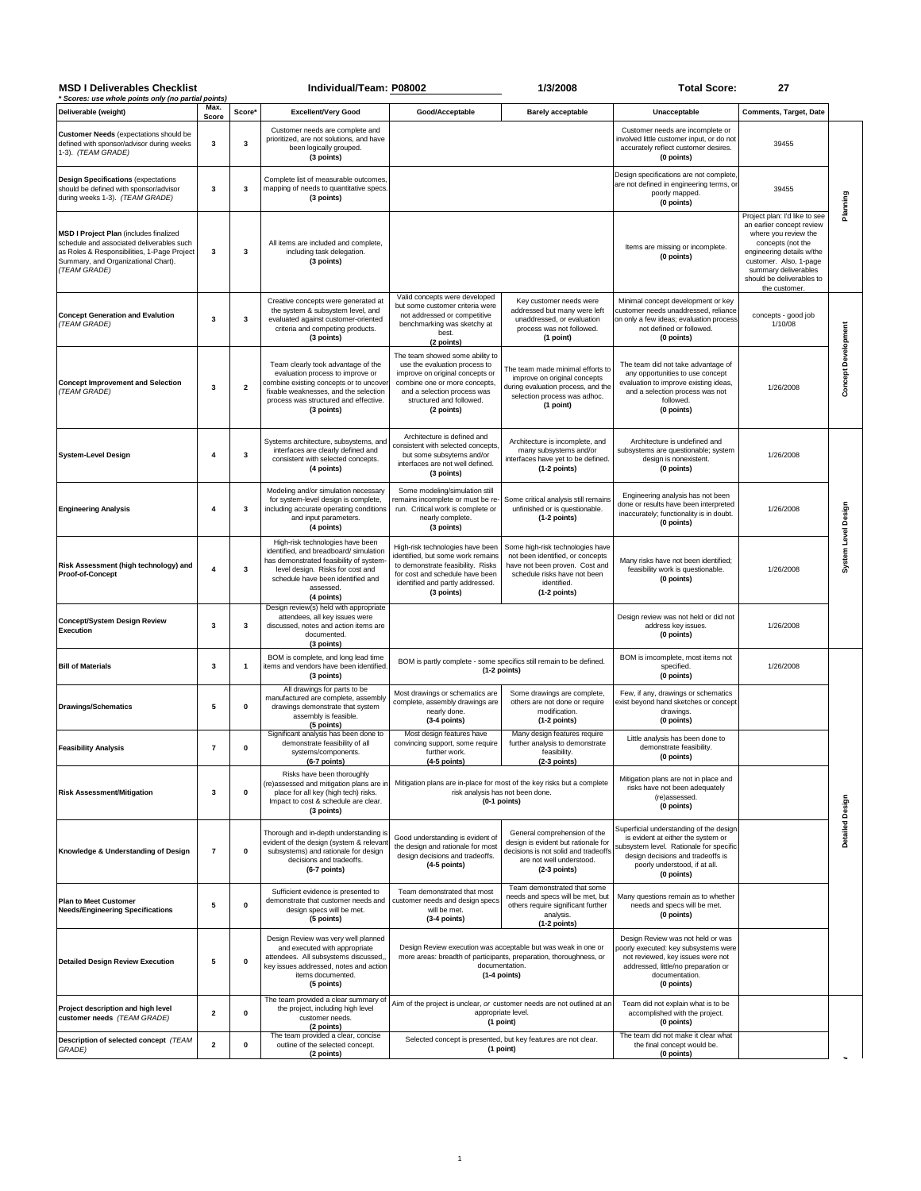# MSD I Deliverables Checklist

**Individual/Team:** P08002 | **1/3/2008** | **Total Score:** 27

*\* Scores: use whole points only (no partial points)*

| Deliverable (weight) | Max. Score | Score* | Excellent/Very Good | Good/Acceptable | Barely acceptable | Unacceptable | Comments, Target, Date | |
|---|---|---|---|---|---|---|---|---|
| **Customer Needs** (expectations should be defined with sponsor/advisor during weeks 1-3). *(TEAM GRADE)* | 3 | 3 | Customer needs are complete and prioritized, are not solutions, and have been logically grouped. **(3 points)** | | | Customer needs are incomplete or involved little customer input, or do not accurately reflect customer desires. **(0 points)** | 39455 | Planning |
| **Design Specifications** (expectations should be defined with sponsor/advisor during weeks 1-3). *(TEAM GRADE)* | 3 | 3 | Complete list of measurable outcomes, mapping of needs to quantitative specs. **(3 points)** | | | Design specifications are not complete, are not defined in engineering terms, or poorly mapped. **(0 points)** | 39455 | |
| **MSD I Project Plan** (includes finalized schedule and associated deliverables such as Roles & Responsibilities, 1-Page Project Summary, and Organizational Chart). *(TEAM GRADE)* | 3 | 3 | All items are included and complete, including task delegation. **(3 points)** | | | Items are missing or incomplete. **(0 points)** | Project plan: I'd like to see an earlier concept review where you review the concepts (not the engineering details w/the customer. Also, 1-page summary deliverables should be deliverables to the customer. | |
| **Concept Generation and Evalution** *(TEAM GRADE)* | 3 | 3 | Creative concepts were generated at the system & subsystem level, and evaluated against customer-oriented criteria and competing products. **(3 points)** | Valid concepts were developed but some customer criteria were not addressed or competitive benchmarking was sketchy at best. **(2 points)** | Key customer needs were addressed but many were left unaddressed, or evaluation process was not followed. **(1 point)** | Minimal concept development or key customer needs unaddressed, reliance on only a few ideas; evaluation process not defined or followed. **(0 points)** | concepts - good job 1/10/08 | Concept Development |
| **Concept Improvement and Selection** *(TEAM GRADE)* | 3 | 2 | Team clearly took advantage of the evaluation process to improve or combine existing concepts or to uncover fixable weaknesses, and the selection process was structured and effective. **(3 points)** | The team showed some ability to use the evaluation process to improve on original concepts or combine one or more concepts, and a selection process was structured and followed. **(2 points)** | The team made minimal efforts to improve on original concepts during evaluation process, and the selection process was adhoc. **(1 point)** | The team did not take advantage of any opportunities to use concept evaluation to improve existing ideas, and a selection process was not followed. **(0 points)** | 1/26/2008 | |
| **System-Level Design** | 4 | 3 | Systems architecture, subsystems, and interfaces are clearly defined and consistent with selected concepts. **(4 points)** | Architecture is defined and consistent with selected concepts, but some subsytems and/or interfaces are not well defined. **(3 points)** | Architecture is incomplete, and many subsystems and/or interfaces have yet to be defined. **(1-2 points)** | Architecture is undefined and subsystems are questionable; system design is nonexistent. **(0 points)** | 1/26/2008 | System Level Design |
| **Engineering Analysis** | 4 | 3 | Modeling and/or simulation necessary for system-level design is complete, including accurate operating conditions and input parameters. **(4 points)** | Some modeling/simulation still remains incomplete or must be re-run. Critical work is complete or nearly complete. **(3 points)** | Some critical analysis still remains unfinished or is questionable. **(1-2 points)** | Engineering analysis has not been done or results have been interpreted inaccurately; functionality is in doubt. **(0 points)** | 1/26/2008 | |
| **Risk Assessment (high technology) and Proof-of-Concept** | 4 | 3 | High-risk technologies have been identified, and breadboard/ simulation has demonstrated feasibility of system-level design. Risks for cost and schedule have been identified and assessed. **(4 points)** | High-risk technologies have been identified, but some work remains to demonstrate feasibility. Risks for cost and schedule have been identified and partly addressed. **(3 points)** | Some high-risk technologies have not been identified, or concepts have not been proven. Cost and schedule risks have not been identified. **(1-2 points)** | Many risks have not been identified; feasibility work is questionable. **(0 points)** | 1/26/2008 | |
| **Concept/System Design Review Execution** | 3 | 3 | Design review(s) held with appropriate attendees, all key issues were discussed, notes and action items are documented. **(3 points)** | | | Design review was not held or did not address key issues. **(0 points)** | 1/26/2008 | |
| **Bill of Materials** | 3 | 1 | BOM is complete, and long lead time items and vendors have been identified. **(3 points)** | BOM is partly complete - some specifics still remain to be defined. **(1-2 points)** | | BOM is imcomplete, most items not specified. **(0 points)** | 1/26/2008 | Detailed Design |
| **Drawings/Schematics** | 5 | 0 | All drawings for parts to be manufactured are complete, assembly drawings demonstrate that system assembly is feasible. **(5 points)** | Most drawings or schematics are complete, assembly drawings are nearly done. **(3-4 points)** | Some drawings are complete, others are not done or require modification. **(1-2 points)** | Few, if any, drawings or schematics exist beyond hand sketches or concept drawings. **(0 points)** | | |
| **Feasibility Analysis** | 7 | 0 | Significant analysis has been done to demonstrate feasibility of all systems/components. **(6-7 points)** | Most design features have convincing support, some require further work. **(4-5 points)** | Many design features require further analysis to demonstrate feasibility. **(2-3 points)** | Little analysis has been done to demonstrate feasibility. **(0 points)** | | |
| **Risk Assessment/Mitigation** | 3 | 0 | Risks have been thoroughly (re)assessed and mitigation plans are in place for all key (high tech) risks. Impact to cost & schedule are clear. **(3 points)** | Mitigation plans are in-place for most of the key risks but a complete risk analysis has not been done. **(0-1 points)** | | Mitigation plans are not in place and risks have not been adequately (re)assessed. **(0 points)** | | |
| **Knowledge & Understanding of Design** | 7 | 0 | Thorough and in-depth understanding is evident of the design (system & relevant subsystems) and rationale for design decisions and tradeoffs. **(6-7 points)** | Good understanding is evident of the design and rationale for most design decisions and tradeoffs. **(4-5 points)** | General comprehension of the design is evident but rationale for decisions is not solid and tradeoffs are not well understood. **(2-3 points)** | Superficial understanding of the design is evident at either the system or subsystem level. Rationale for specific design decisions and tradeoffs is poorly understood, if at all. **(0 points)** | | |
| **Plan to Meet Customer Needs/Engineering Specifications** | 5 | 0 | Sufficient evidence is presented to demonstrate that customer needs and design specs will be met. **(5 points)** | Team demonstrated that most customer needs and design specs will be met. **(3-4 points)** | Team demonstrated that some needs and specs will be met, but others require significant further analysis. **(1-2 points)** | Many questions remain as to whether needs and specs will be met. **(0 points)** | | |
| **Detailed Design Review Execution** | 5 | 0 | Design Review was very well planned and executed with appropriate attendees. All subsystems discussed,, key issues addressed, notes and action items documented. **(5 points)** | Design Review execution was acceptable but was weak in one or more areas: breadth of participants, preparation, thoroughness, or documentation. **(1-4 points)** | | Design Review was not held or was poorly executed: key subsystems were not reviewed, key issues were not addressed, little/no preparation or documentation. **(0 points)** | | |
| **Project description and high level customer needs** *(TEAM GRADE)* | 2 | 0 | The team provided a clear summary of the project, including high level customer needs. **(2 points)** | Aim of the project is unclear, *or* customer needs are not outlined at an appropriate level. **(1 point)** | | Team did not explain what is to be accomplished with the project. **(0 points)** | | |
| **Description of selected concept** *(TEAM GRADE)* | 2 | 0 | The team provided a clear, concise outline of the selected concept. **(2 points)** | Selected concept is presented, but key features are not clear. **(1 point)** | | The team did not make it clear what the final concept would be. **(0 points)** | | |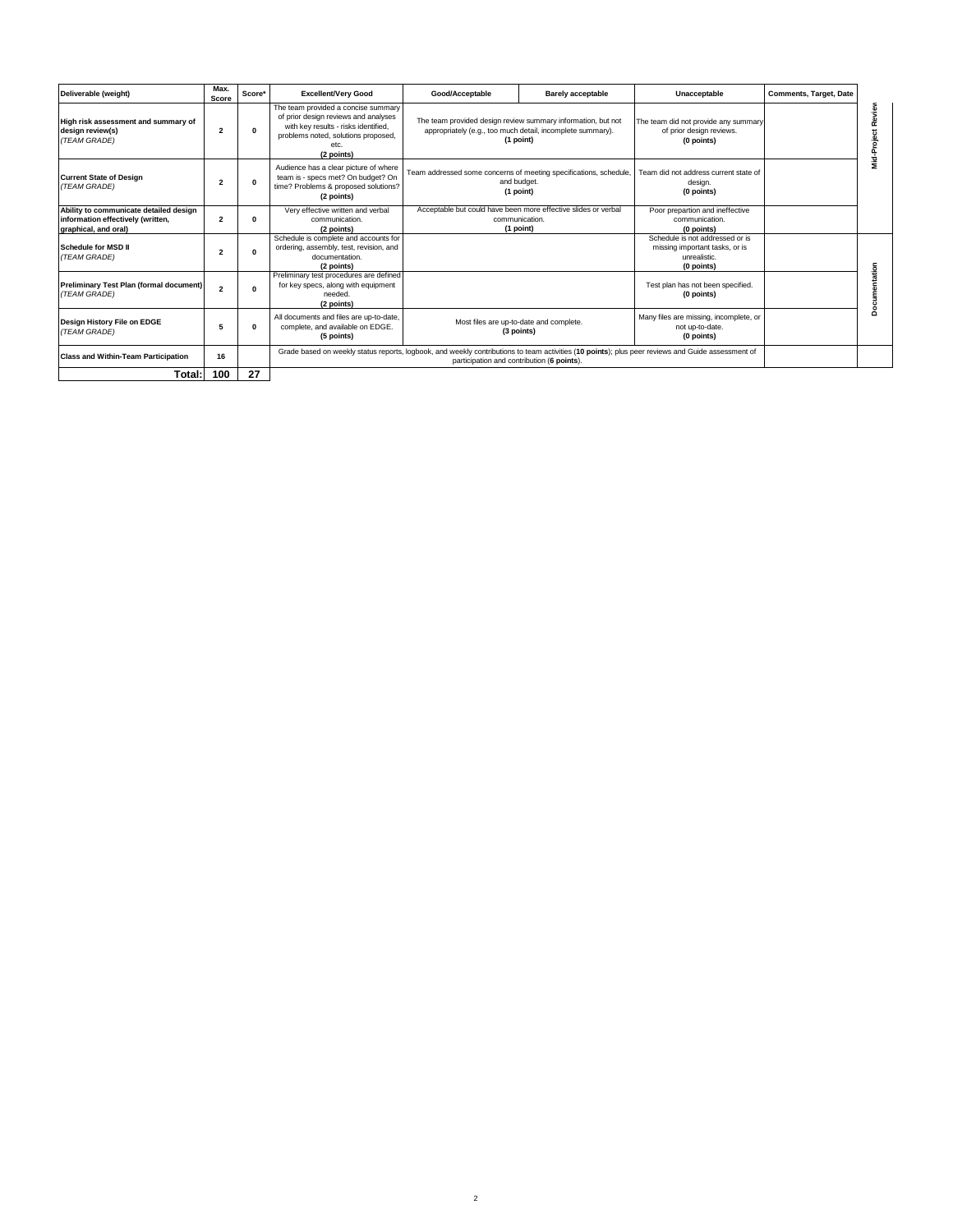| Deliverable (weight) | Max. Score | Score* | Excellent/Very Good | Good/Acceptable | Barely acceptable | Unacceptable | Comments, Target, Date | |
|---|---|---|---|---|---|---|---|---|
| **High risk assessment and summary of design review(s)** *(TEAM GRADE)* | **2** | **0** | The team provided a concise summary of prior design reviews and analyses with key results - risks identified, problems noted, solutions proposed, etc. **(2 points)** | The team provided design review summary information, but not appropriately (e.g., too much detail, incomplete summary). **(1 point)** | | The team did not provide any summary of prior design reviews. **(0 points)** | | **Mid-Project Review** |
| **Current State of Design** *(TEAM GRADE)* | **2** | **0** | Audience has a clear picture of where team is - specs met? On budget? On time? Problems & proposed solutions? **(2 points)** | Team addressed some concerns of meeting specifications, schedule, and budget. **(1 point)** | | Team did not address current state of design. **(0 points)** | | |
| **Ability to communicate detailed design information effectively (written, graphical, and oral)** | **2** | **0** | Very effective written and verbal communication. **(2 points)** | Acceptable but could have been more effective slides or verbal communication. **(1 point)** | | Poor prepartion and ineffective communication. **(0 points)** | | |
| **Schedule for MSD II** *(TEAM GRADE)* | **2** | **0** | Schedule is complete and accounts for ordering, assembly, test, revision, and documentation. **(2 points)** | | | Schedule is not addressed or is missing important tasks, or is unrealistic. **(0 points)** | | **Documentation** |
| **Preliminary Test Plan (formal document)** *(TEAM GRADE)* | **2** | **0** | Preliminary test procedures are defined for key specs, along with equipment needed. **(2 points)** | | | Test plan has not been specified. **(0 points)** | | |
| **Design History File on EDGE** *(TEAM GRADE)* | **5** | **0** | All documents and files are up-to-date, complete, and available on EDGE. **(5 points)** | Most files are up-to-date and complete. **(3 points)** | | Many files are missing, incomplete, or not up-to-date. **(0 points)** | | |
| **Class and Within-Team Participation** | **16** | | Grade based on weekly status reports, logbook, and weekly contributions to team activities (**10 points**); plus peer reviews and Guide assessment of participation and contribution (**6 points**). | | | | | |
| **Total:** | **100** | **27** | | | | | | |